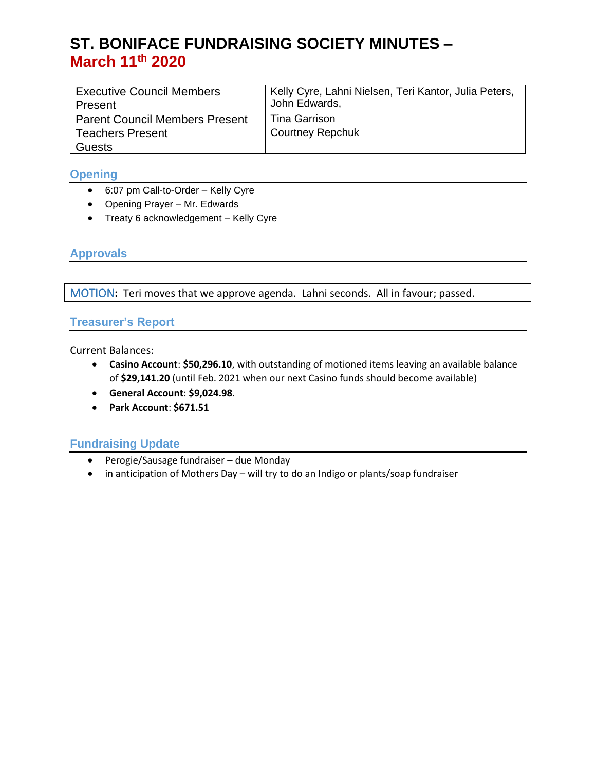# ST. BONIFACE FUNDRAISING SOCIETY MINUTES – March 11th 2020

| Executive Council Members Present | Kelly Cyre, Lahni Nielsen, Teri Kantor, Julia Peters, John Edwards, |
|---|---|
| Parent Council Members Present | Tina Garrison |
| Teachers Present | Courtney Repchuk |
| Guests | |

## Opening

- 6:07 pm Call-to-Order – Kelly Cyre
- Opening Prayer – Mr. Edwards
- Treaty 6 acknowledgement – Kelly Cyre

## Approvals

MOTION**:** Teri moves that we approve agenda. Lahni seconds. All in favour; passed.

## Treasurer's Report

Current Balances:

- **Casino Account**: **$50,296.10**, with outstanding of motioned items leaving an available balance of **$29,141.20** (until Feb. 2021 when our next Casino funds should become available)
- **General Account**: **$9,024.98**.
- **Park Account**: **$671.51**

## Fundraising Update

- Perogie/Sausage fundraiser – due Monday
- in anticipation of Mothers Day – will try to do an Indigo or plants/soap fundraiser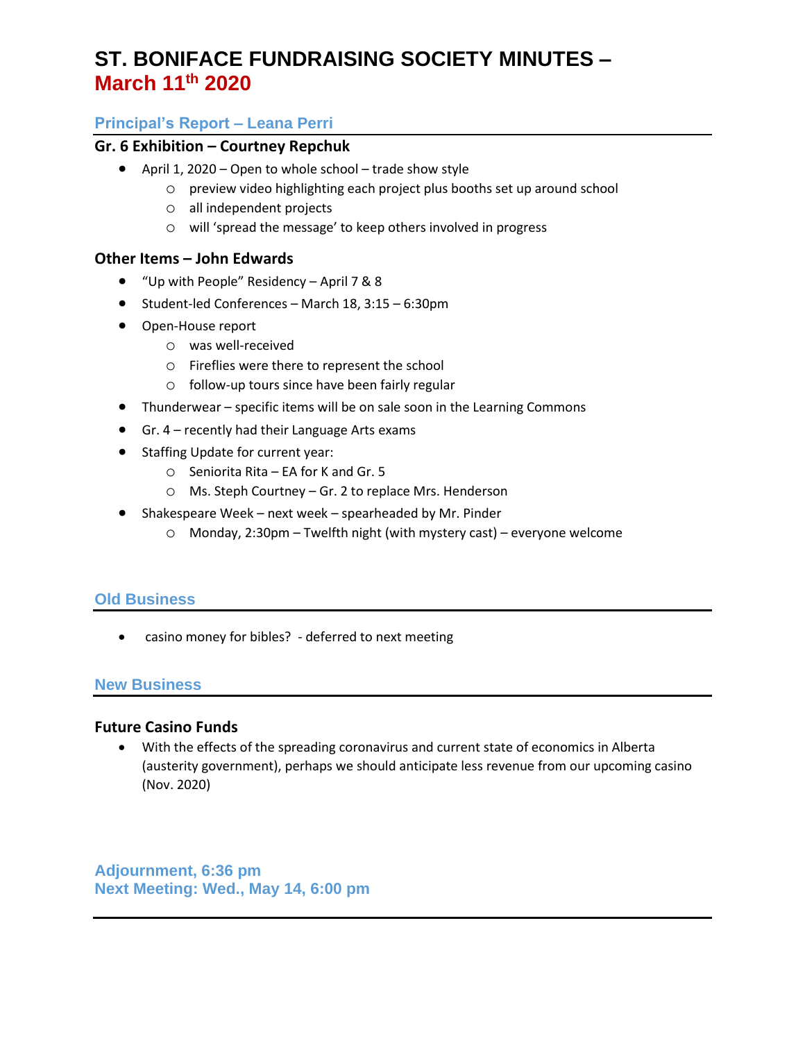# ST. BONIFACE FUNDRAISING SOCIETY MINUTES – March 11th 2020

## Principal's Report – Leana Perri

### Gr. 6 Exhibition – Courtney Repchuk

- April 1, 2020 – Open to whole school – trade show style
  - preview video highlighting each project plus booths set up around school
  - all independent projects
  - will 'spread the message' to keep others involved in progress

### Other Items – John Edwards

- "Up with People" Residency – April 7 & 8
- Student-led Conferences – March 18, 3:15 – 6:30pm
- Open-House report
  - was well-received
  - Fireflies were there to represent the school
  - follow-up tours since have been fairly regular
- Thunderwear – specific items will be on sale soon in the Learning Commons
- Gr. 4 – recently had their Language Arts exams
- Staffing Update for current year:
  - Seniorita Rita – EA for K and Gr. 5
  - Ms. Steph Courtney – Gr. 2 to replace Mrs. Henderson
- Shakespeare Week – next week – spearheaded by Mr. Pinder
  - Monday, 2:30pm – Twelfth night (with mystery cast) – everyone welcome

## Old Business

- casino money for bibles? - deferred to next meeting

## New Business

### Future Casino Funds

- With the effects of the spreading coronavirus and current state of economics in Alberta (austerity government), perhaps we should anticipate less revenue from our upcoming casino (Nov. 2020)

## Adjournment, 6:36 pm
## Next Meeting: Wed., May 14, 6:00 pm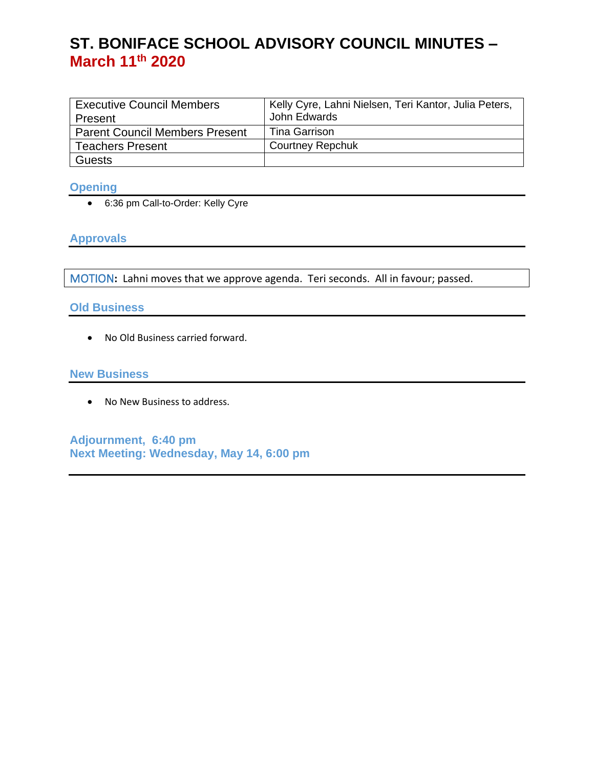# ST. BONIFACE SCHOOL ADVISORY COUNCIL MINUTES – March 11th 2020

| | |
|---|---|
| Executive Council Members Present | Kelly Cyre, Lahni Nielsen, Teri Kantor, Julia Peters, John Edwards |
| Parent Council Members Present | Tina Garrison |
| Teachers Present | Courtney Repchuk |
| Guests | |

## Opening

- 6:36 pm Call-to-Order: Kelly Cyre

## Approvals

**MOTION:** Lahni moves that we approve agenda. Teri seconds. All in favour; passed.

## Old Business

- No Old Business carried forward.

## New Business

- No New Business to address.

## Adjournment, 6:40 pm

## Next Meeting: Wednesday, May 14, 6:00 pm